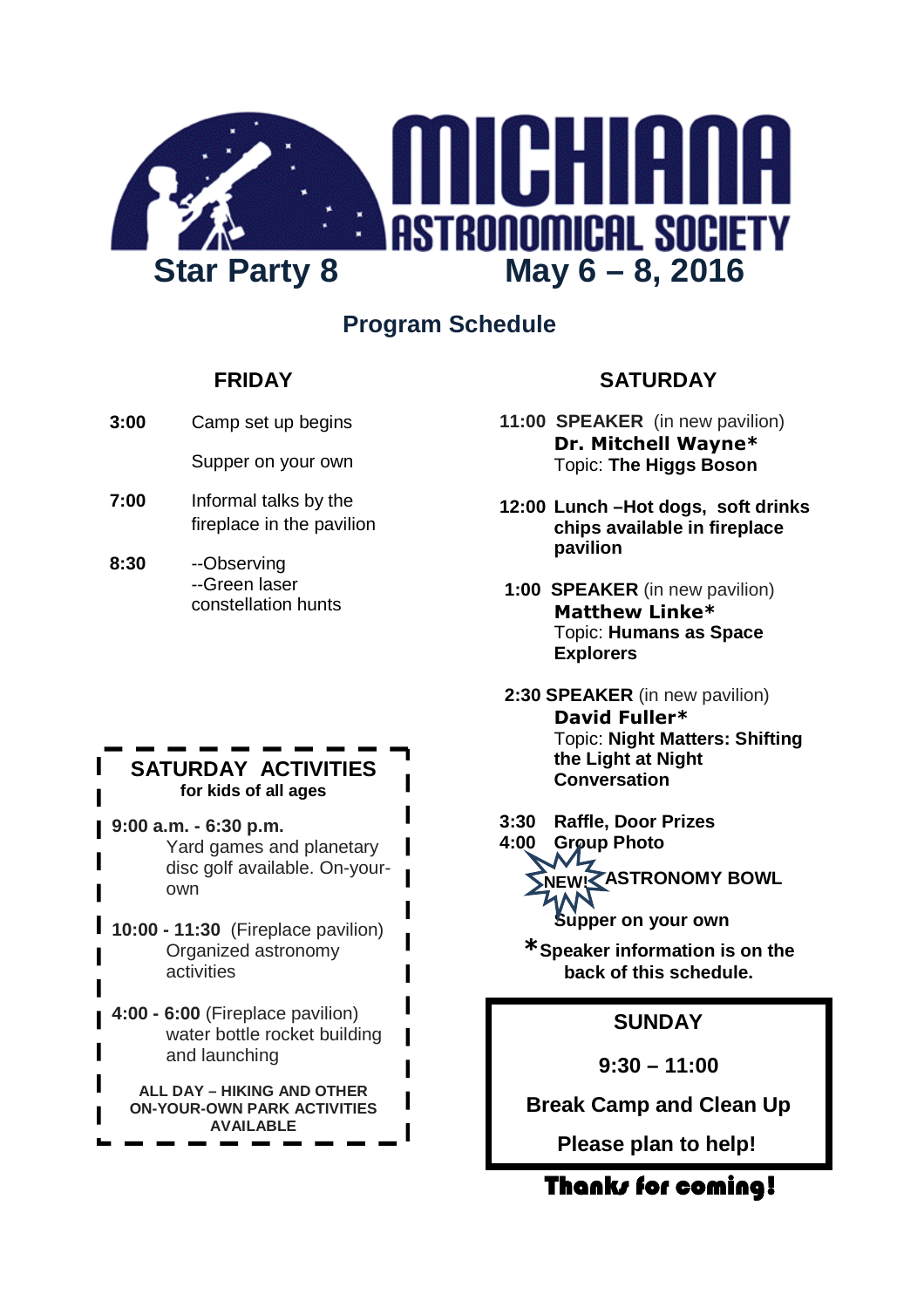# MICHIANA ASTRONOMICAL SOCIETY

**Star Party 8** — **May 6 – 8, 2016**

## Program Schedule

### FRIDAY

**3:00** Camp set up begins

Supper on your own

**7:00** Informal talks by the fireplace in the pavilion

**8:30** --Observing
--Green laser constellation hunts

### SATURDAY ACTIVITIES
**for kids of all ages**

**9:00 a.m. - 6:30 p.m.**
Yard games and planetary disc golf available. On-your-own

**10:00 - 11:30** (Fireplace pavilion)
Organized astronomy activities

**4:00 - 6:00** (Fireplace pavilion)
water bottle rocket building and launching

**ALL DAY – HIKING AND OTHER ON-YOUR-OWN PARK ACTIVITIES AVAILABLE**

### SATURDAY

**11:00 SPEAKER** (in new pavilion)
**Dr. Mitchell Wayne***
Topic: **The Higgs Boson**

**12:00 Lunch –Hot dogs, soft drinks chips available in fireplace pavilion**

**1:00 SPEAKER** (in new pavilion)
**Matthew Linke***
Topic: **Humans as Space Explorers**

**2:30 SPEAKER** (in new pavilion)
**David Fuller***
Topic: **Night Matters: Shifting the Light at Night Conversation**

**3:30 Raffle, Door Prizes**

**4:00 Group Photo**

**NEW! ASTRONOMY BOWL**

**Supper on your own**

***Speaker information is on the back of this schedule.**

### SUNDAY

**9:30 – 11:00**

**Break Camp and Clean Up**

**Please plan to help!**

**Thanks for coming!**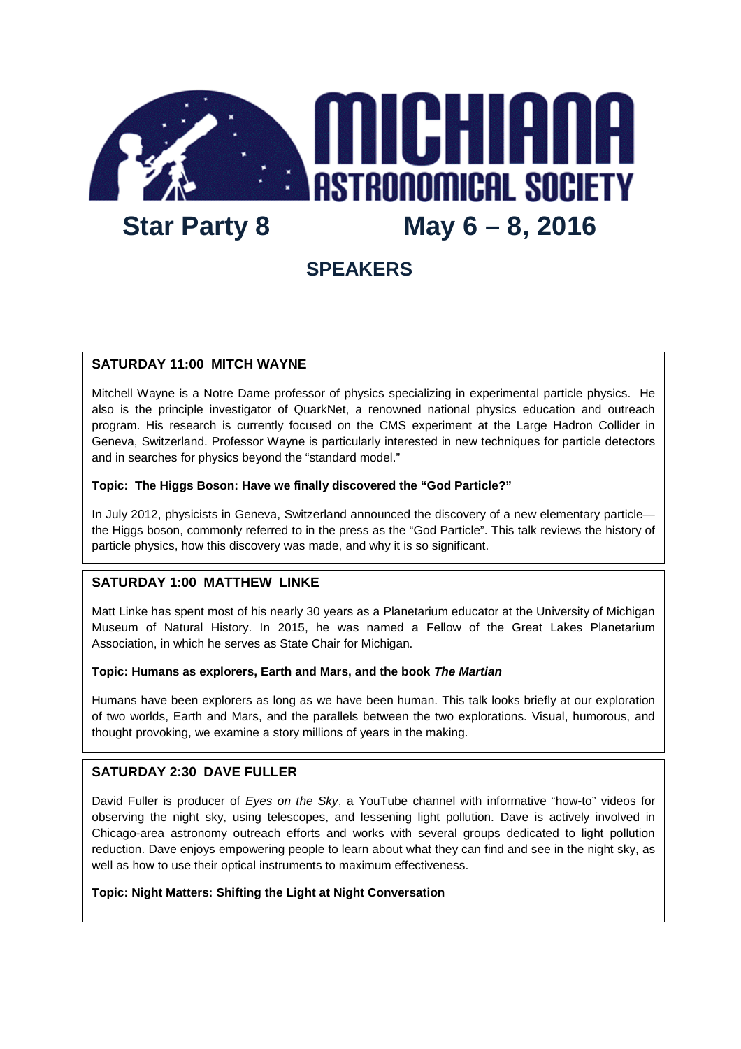# MICHIANA ASTRONOMICAL SOCIETY

## Star Party 8 May 6 – 8, 2016

## SPEAKERS

### SATURDAY 11:00 MITCH WAYNE

Mitchell Wayne is a Notre Dame professor of physics specializing in experimental particle physics. He also is the principle investigator of QuarkNet, a renowned national physics education and outreach program. His research is currently focused on the CMS experiment at the Large Hadron Collider in Geneva, Switzerland. Professor Wayne is particularly interested in new techniques for particle detectors and in searches for physics beyond the "standard model."

**Topic: The Higgs Boson: Have we finally discovered the "God Particle?"**

In July 2012, physicists in Geneva, Switzerland announced the discovery of a new elementary particle—the Higgs boson, commonly referred to in the press as the "God Particle". This talk reviews the history of particle physics, how this discovery was made, and why it is so significant.

### SATURDAY 1:00 MATTHEW LINKE

Matt Linke has spent most of his nearly 30 years as a Planetarium educator at the University of Michigan Museum of Natural History. In 2015, he was named a Fellow of the Great Lakes Planetarium Association, in which he serves as State Chair for Michigan.

**Topic: Humans as explorers, Earth and Mars, and the book *The Martian***

Humans have been explorers as long as we have been human. This talk looks briefly at our exploration of two worlds, Earth and Mars, and the parallels between the two explorations. Visual, humorous, and thought provoking, we examine a story millions of years in the making.

### SATURDAY 2:30 DAVE FULLER

David Fuller is producer of *Eyes on the Sky*, a YouTube channel with informative "how-to" videos for observing the night sky, using telescopes, and lessening light pollution. Dave is actively involved in Chicago-area astronomy outreach efforts and works with several groups dedicated to light pollution reduction. Dave enjoys empowering people to learn about what they can find and see in the night sky, as well as how to use their optical instruments to maximum effectiveness.

**Topic: Night Matters: Shifting the Light at Night Conversation**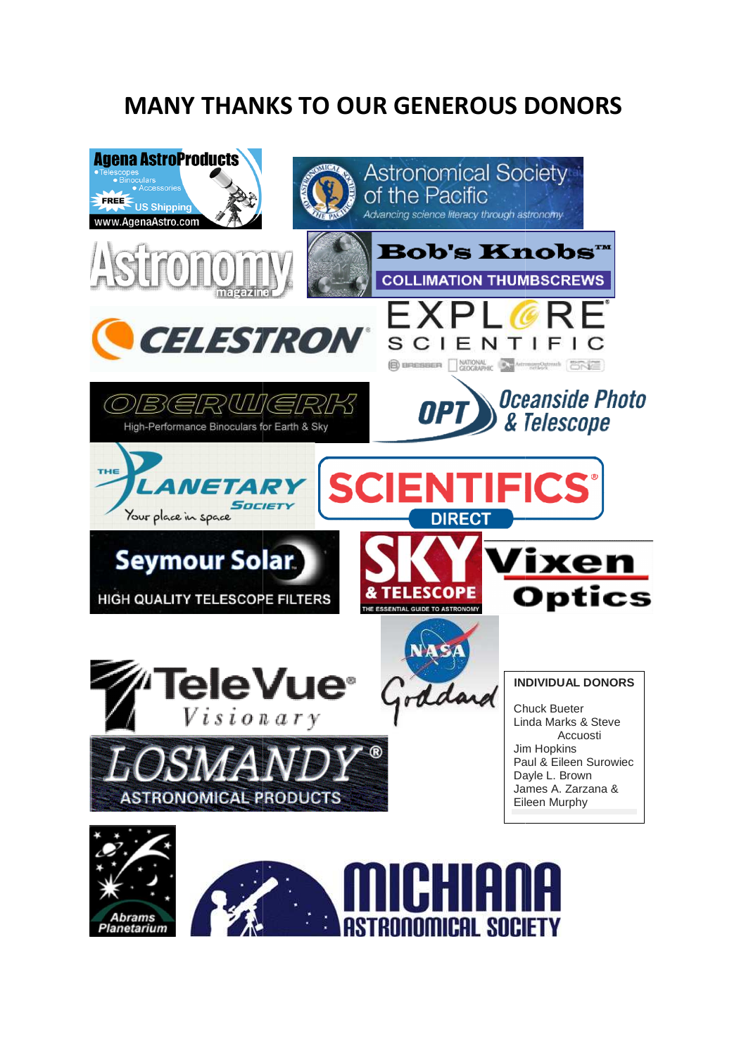# MANY THANKS TO OUR GENEROUS DONORS

Agena AstroProducts
- Telescopes
- Binoculars
- Accessories

FREE US Shipping
www.AgenaAstro.com

Astronomical Society of the Pacific
*Advancing science literacy through astronomy*

Astronomy magazine

Bob's Knobs™
COLLIMATION THUMBSCREWS

CELESTRON

EXPLORE SCIENTIFIC

OBERWERK
High-Performance Binoculars for Earth & Sky

OPT Oceanside Photo & Telescope

THE PLANETARY SOCIETY
Your place in space

SCIENTIFICS DIRECT

Seymour Solar
HIGH QUALITY TELESCOPE FILTERS

SKY & TELESCOPE
THE ESSENTIAL GUIDE TO ASTRONOMY

Vixen Optics

NASA Goddard

TeleVue Visionary

LOSMANDY ASTRONOMICAL PRODUCTS

**INDIVIDUAL DONORS**

Chuck Bueter
Linda Marks & Steve Accuosti
Jim Hopkins
Paul & Eileen Surowiec
Dayle L. Brown
James A. Zarzana & Eileen Murphy

Abrams Planetarium

MICHIANA ASTRONOMICAL SOCIETY